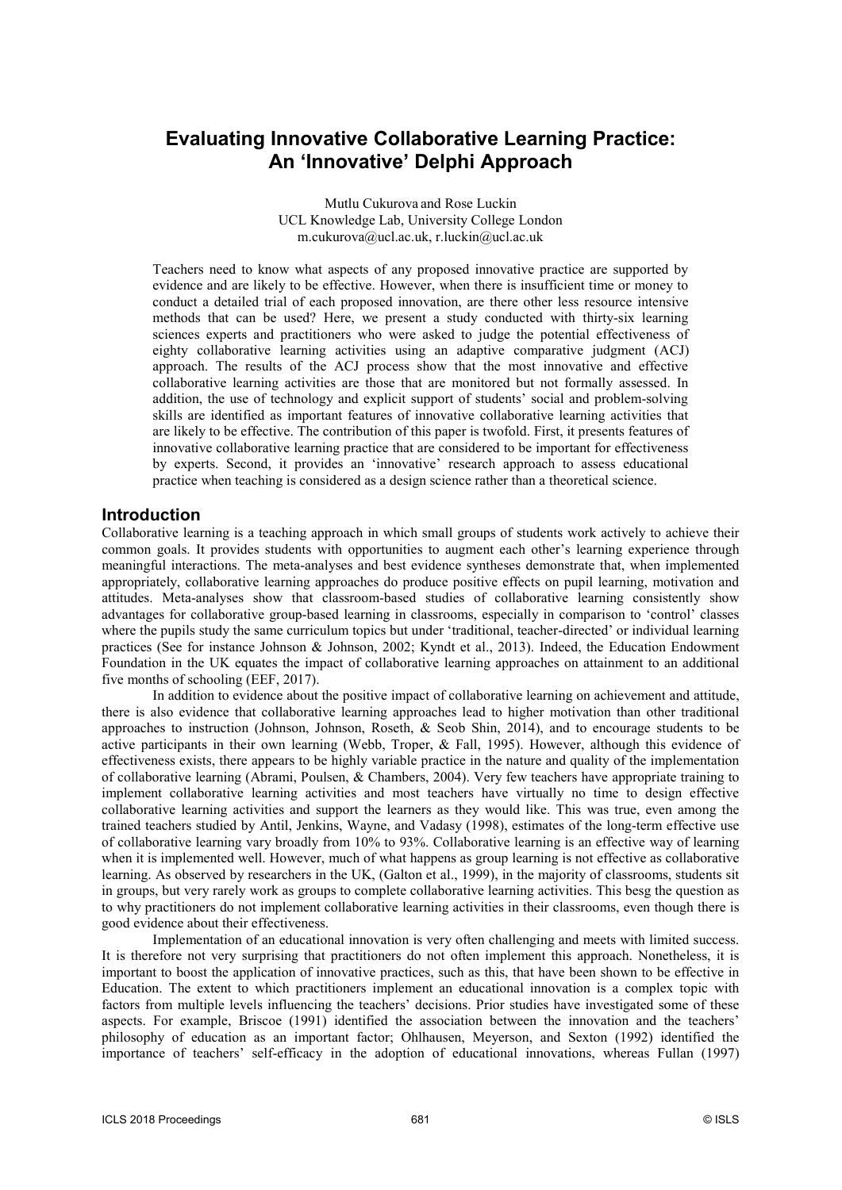# Evaluating Innovative Collaborative Learning Practice: An 'Innovative' Delphi Approach

Mutlu Cukurova and Rose Luckin
UCL Knowledge Lab, University College London
m.cukurova@ucl.ac.uk, r.luckin@ucl.ac.uk

Teachers need to know what aspects of any proposed innovative practice are supported by evidence and are likely to be effective. However, when there is insufficient time or money to conduct a detailed trial of each proposed innovation, are there other less resource intensive methods that can be used? Here, we present a study conducted with thirty-six learning sciences experts and practitioners who were asked to judge the potential effectiveness of eighty collaborative learning activities using an adaptive comparative judgment (ACJ) approach. The results of the ACJ process show that the most innovative and effective collaborative learning activities are those that are monitored but not formally assessed. In addition, the use of technology and explicit support of students' social and problem-solving skills are identified as important features of innovative collaborative learning activities that are likely to be effective. The contribution of this paper is twofold. First, it presents features of innovative collaborative learning practice that are considered to be important for effectiveness by experts. Second, it provides an 'innovative' research approach to assess educational practice when teaching is considered as a design science rather than a theoretical science.

## Introduction

Collaborative learning is a teaching approach in which small groups of students work actively to achieve their common goals. It provides students with opportunities to augment each other's learning experience through meaningful interactions. The meta-analyses and best evidence syntheses demonstrate that, when implemented appropriately, collaborative learning approaches do produce positive effects on pupil learning, motivation and attitudes. Meta-analyses show that classroom-based studies of collaborative learning consistently show advantages for collaborative group-based learning in classrooms, especially in comparison to 'control' classes where the pupils study the same curriculum topics but under 'traditional, teacher-directed' or individual learning practices (See for instance Johnson & Johnson, 2002; Kyndt et al., 2013). Indeed, the Education Endowment Foundation in the UK equates the impact of collaborative learning approaches on attainment to an additional five months of schooling (EEF, 2017).

In addition to evidence about the positive impact of collaborative learning on achievement and attitude, there is also evidence that collaborative learning approaches lead to higher motivation than other traditional approaches to instruction (Johnson, Johnson, Roseth, & Seob Shin, 2014), and to encourage students to be active participants in their own learning (Webb, Troper, & Fall, 1995). However, although this evidence of effectiveness exists, there appears to be highly variable practice in the nature and quality of the implementation of collaborative learning (Abrami, Poulsen, & Chambers, 2004). Very few teachers have appropriate training to implement collaborative learning activities and most teachers have virtually no time to design effective collaborative learning activities and support the learners as they would like. This was true, even among the trained teachers studied by Antil, Jenkins, Wayne, and Vadasy (1998), estimates of the long-term effective use of collaborative learning vary broadly from 10% to 93%. Collaborative learning is an effective way of learning when it is implemented well. However, much of what happens as group learning is not effective as collaborative learning. As observed by researchers in the UK, (Galton et al., 1999), in the majority of classrooms, students sit in groups, but very rarely work as groups to complete collaborative learning activities. This besg the question as to why practitioners do not implement collaborative learning activities in their classrooms, even though there is good evidence about their effectiveness.

Implementation of an educational innovation is very often challenging and meets with limited success. It is therefore not very surprising that practitioners do not often implement this approach. Nonetheless, it is important to boost the application of innovative practices, such as this, that have been shown to be effective in Education. The extent to which practitioners implement an educational innovation is a complex topic with factors from multiple levels influencing the teachers' decisions. Prior studies have investigated some of these aspects. For example, Briscoe (1991) identified the association between the innovation and the teachers' philosophy of education as an important factor; Ohlhausen, Meyerson, and Sexton (1992) identified the importance of teachers' self-efficacy in the adoption of educational innovations, whereas Fullan (1997)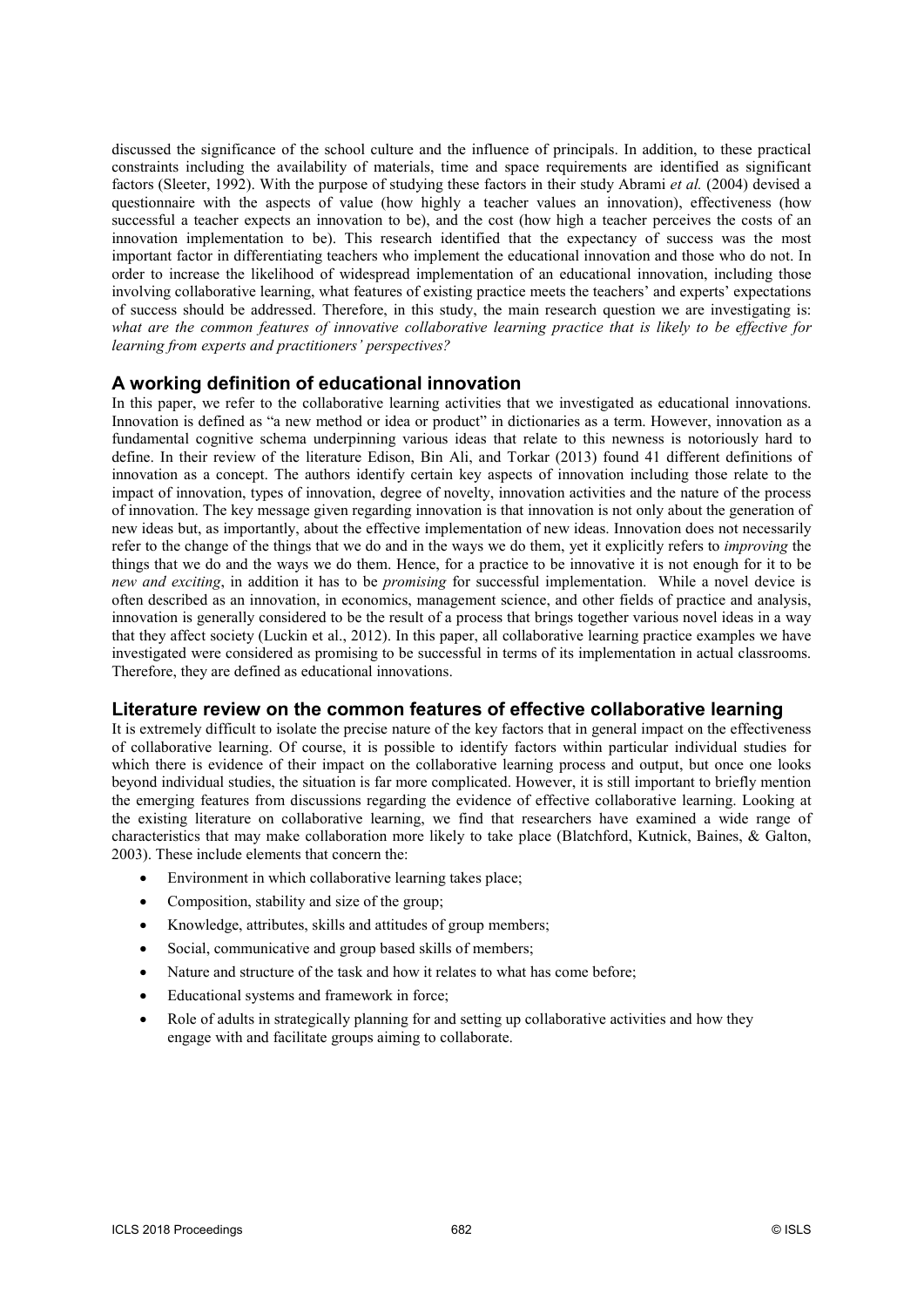discussed the significance of the school culture and the influence of principals. In addition, to these practical constraints including the availability of materials, time and space requirements are identified as significant factors (Sleeter, 1992). With the purpose of studying these factors in their study Abrami *et al.* (2004) devised a questionnaire with the aspects of value (how highly a teacher values an innovation), effectiveness (how successful a teacher expects an innovation to be), and the cost (how high a teacher perceives the costs of an innovation implementation to be). This research identified that the expectancy of success was the most important factor in differentiating teachers who implement the educational innovation and those who do not. In order to increase the likelihood of widespread implementation of an educational innovation, including those involving collaborative learning, what features of existing practice meets the teachers' and experts' expectations of success should be addressed. Therefore, in this study, the main research question we are investigating is: *what are the common features of innovative collaborative learning practice that is likely to be effective for learning from experts and practitioners' perspectives?*

## A working definition of educational innovation

In this paper, we refer to the collaborative learning activities that we investigated as educational innovations. Innovation is defined as "a new method or idea or product" in dictionaries as a term. However, innovation as a fundamental cognitive schema underpinning various ideas that relate to this newness is notoriously hard to define. In their review of the literature Edison, Bin Ali, and Torkar (2013) found 41 different definitions of innovation as a concept. The authors identify certain key aspects of innovation including those relate to the impact of innovation, types of innovation, degree of novelty, innovation activities and the nature of the process of innovation. The key message given regarding innovation is that innovation is not only about the generation of new ideas but, as importantly, about the effective implementation of new ideas. Innovation does not necessarily refer to the change of the things that we do and in the ways we do them, yet it explicitly refers to *improving* the things that we do and the ways we do them. Hence, for a practice to be innovative it is not enough for it to be *new and exciting*, in addition it has to be *promising* for successful implementation. While a novel device is often described as an innovation, in economics, management science, and other fields of practice and analysis, innovation is generally considered to be the result of a process that brings together various novel ideas in a way that they affect society (Luckin et al., 2012). In this paper, all collaborative learning practice examples we have investigated were considered as promising to be successful in terms of its implementation in actual classrooms. Therefore, they are defined as educational innovations.

## Literature review on the common features of effective collaborative learning

It is extremely difficult to isolate the precise nature of the key factors that in general impact on the effectiveness of collaborative learning. Of course, it is possible to identify factors within particular individual studies for which there is evidence of their impact on the collaborative learning process and output, but once one looks beyond individual studies, the situation is far more complicated. However, it is still important to briefly mention the emerging features from discussions regarding the evidence of effective collaborative learning. Looking at the existing literature on collaborative learning, we find that researchers have examined a wide range of characteristics that may make collaboration more likely to take place (Blatchford, Kutnick, Baines, & Galton, 2003). These include elements that concern the:

- Environment in which collaborative learning takes place;
- Composition, stability and size of the group;
- Knowledge, attributes, skills and attitudes of group members;
- Social, communicative and group based skills of members;
- Nature and structure of the task and how it relates to what has come before;
- Educational systems and framework in force;
- Role of adults in strategically planning for and setting up collaborative activities and how they engage with and facilitate groups aiming to collaborate.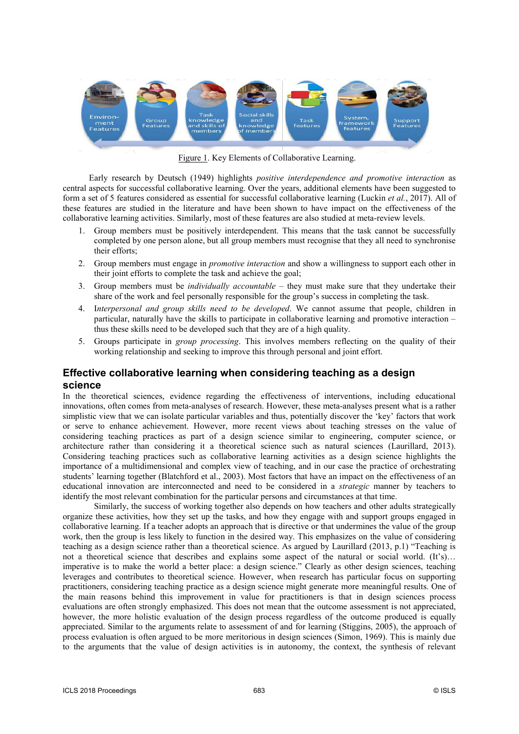Figure 1. Key Elements of Collaborative Learning.

Early research by Deutsch (1949) highlights *positive interdependence and promotive interaction* as central aspects for successful collaborative learning. Over the years, additional elements have been suggested to form a set of 5 features considered as essential for successful collaborative learning (Luckin *et al.*, 2017). All of these features are studied in the literature and have been shown to have impact on the effectiveness of the collaborative learning activities. Similarly, most of these features are also studied at meta-review levels.

1. Group members must be positively interdependent. This means that the task cannot be successfully completed by one person alone, but all group members must recognise that they all need to synchronise their efforts;
2. Group members must engage in *promotive interaction* and show a willingness to support each other in their joint efforts to complete the task and achieve the goal;
3. Group members must be *individually accountable* – they must make sure that they undertake their share of the work and feel personally responsible for the group's success in completing the task.
4. I*nterpersonal and group skills need to be developed*. We cannot assume that people, children in particular, naturally have the skills to participate in collaborative learning and promotive interaction – thus these skills need to be developed such that they are of a high quality.
5. Groups participate in *group processing*. This involves members reflecting on the quality of their working relationship and seeking to improve this through personal and joint effort.

## Effective collaborative learning when considering teaching as a design science

In the theoretical sciences, evidence regarding the effectiveness of interventions, including educational innovations, often comes from meta-analyses of research. However, these meta-analyses present what is a rather simplistic view that we can isolate particular variables and thus, potentially discover the 'key' factors that work or serve to enhance achievement. However, more recent views about teaching stresses on the value of considering teaching practices as part of a design science similar to engineering, computer science, or architecture rather than considering it a theoretical science such as natural sciences (Laurillard, 2013). Considering teaching practices such as collaborative learning activities as a design science highlights the importance of a multidimensional and complex view of teaching, and in our case the practice of orchestrating students' learning together (Blatchford et al., 2003). Most factors that have an impact on the effectiveness of an educational innovation are interconnected and need to be considered in a *strategic* manner by teachers to identify the most relevant combination for the particular persons and circumstances at that time.

Similarly, the success of working together also depends on how teachers and other adults strategically organize these activities, how they set up the tasks, and how they engage with and support groups engaged in collaborative learning. If a teacher adopts an approach that is directive or that undermines the value of the group work, then the group is less likely to function in the desired way. This emphasizes on the value of considering teaching as a design science rather than a theoretical science. As argued by Laurillard (2013, p.1) "Teaching is not a theoretical science that describes and explains some aspect of the natural or social world. (It's)… imperative is to make the world a better place: a design science." Clearly as other design sciences, teaching leverages and contributes to theoretical science. However, when research has particular focus on supporting practitioners, considering teaching practice as a design science might generate more meaningful results. One of the main reasons behind this improvement in value for practitioners is that in design sciences process evaluations are often strongly emphasized. This does not mean that the outcome assessment is not appreciated, however, the more holistic evaluation of the design process regardless of the outcome produced is equally appreciated. Similar to the arguments relate to assessment of and for learning (Stiggins, 2005), the approach of process evaluation is often argued to be more meritorious in design sciences (Simon, 1969). This is mainly due to the arguments that the value of design activities is in autonomy, the context, the synthesis of relevant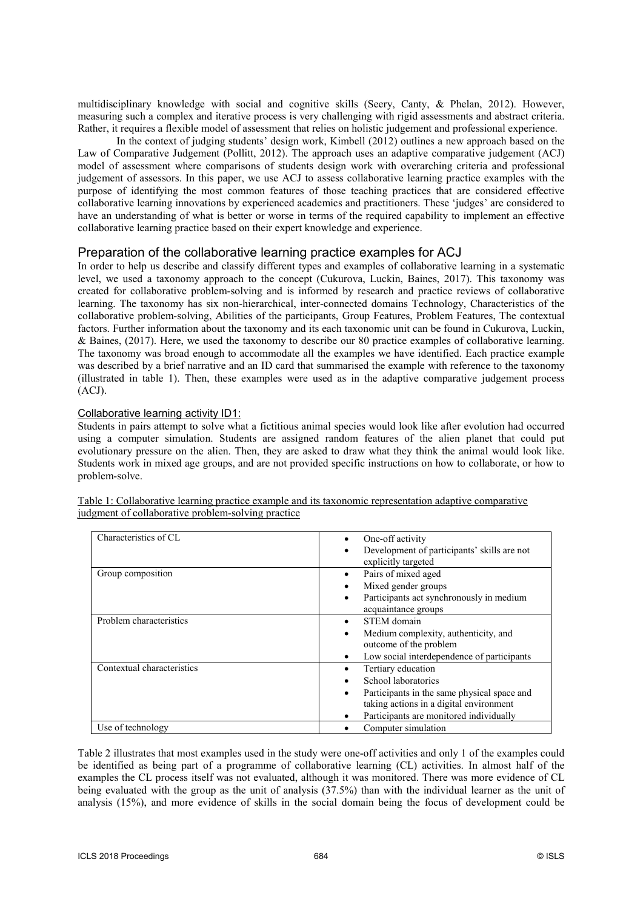multidisciplinary knowledge with social and cognitive skills (Seery, Canty, & Phelan, 2012). However, measuring such a complex and iterative process is very challenging with rigid assessments and abstract criteria. Rather, it requires a flexible model of assessment that relies on holistic judgement and professional experience.

In the context of judging students' design work, Kimbell (2012) outlines a new approach based on the Law of Comparative Judgement (Pollitt, 2012). The approach uses an adaptive comparative judgement (ACJ) model of assessment where comparisons of students design work with overarching criteria and professional judgement of assessors. In this paper, we use ACJ to assess collaborative learning practice examples with the purpose of identifying the most common features of those teaching practices that are considered effective collaborative learning innovations by experienced academics and practitioners. These 'judges' are considered to have an understanding of what is better or worse in terms of the required capability to implement an effective collaborative learning practice based on their expert knowledge and experience.

## Preparation of the collaborative learning practice examples for ACJ

In order to help us describe and classify different types and examples of collaborative learning in a systematic level, we used a taxonomy approach to the concept (Cukurova, Luckin, Baines, 2017). This taxonomy was created for collaborative problem-solving and is informed by research and practice reviews of collaborative learning. The taxonomy has six non-hierarchical, inter-connected domains Technology, Characteristics of the collaborative problem-solving, Abilities of the participants, Group Features, Problem Features, The contextual factors. Further information about the taxonomy and its each taxonomic unit can be found in Cukurova, Luckin, & Baines, (2017). Here, we used the taxonomy to describe our 80 practice examples of collaborative learning. The taxonomy was broad enough to accommodate all the examples we have identified. Each practice example was described by a brief narrative and an ID card that summarised the example with reference to the taxonomy (illustrated in table 1). Then, these examples were used as in the adaptive comparative judgement process (ACJ).

### Collaborative learning activity ID1:

Students in pairs attempt to solve what a fictitious animal species would look like after evolution had occurred using a computer simulation. Students are assigned random features of the alien planet that could put evolutionary pressure on the alien. Then, they are asked to draw what they think the animal would look like. Students work in mixed age groups, and are not provided specific instructions on how to collaborate, or how to problem-solve.

Table 1: Collaborative learning practice example and its taxonomic representation adaptive comparative judgment of collaborative problem-solving practice

| | |
|---|---|
| Characteristics of CL | • One-off activity<br>• Development of participants' skills are not explicitly targeted |
| Group composition | • Pairs of mixed aged<br>• Mixed gender groups<br>• Participants act synchronously in medium acquaintance groups |
| Problem characteristics | • STEM domain<br>• Medium complexity, authenticity, and outcome of the problem<br>• Low social interdependence of participants |
| Contextual characteristics | • Tertiary education<br>• School laboratories<br>• Participants in the same physical space and taking actions in a digital environment<br>• Participants are monitored individually |
| Use of technology | • Computer simulation |

Table 2 illustrates that most examples used in the study were one-off activities and only 1 of the examples could be identified as being part of a programme of collaborative learning (CL) activities. In almost half of the examples the CL process itself was not evaluated, although it was monitored. There was more evidence of CL being evaluated with the group as the unit of analysis (37.5%) than with the individual learner as the unit of analysis (15%), and more evidence of skills in the social domain being the focus of development could be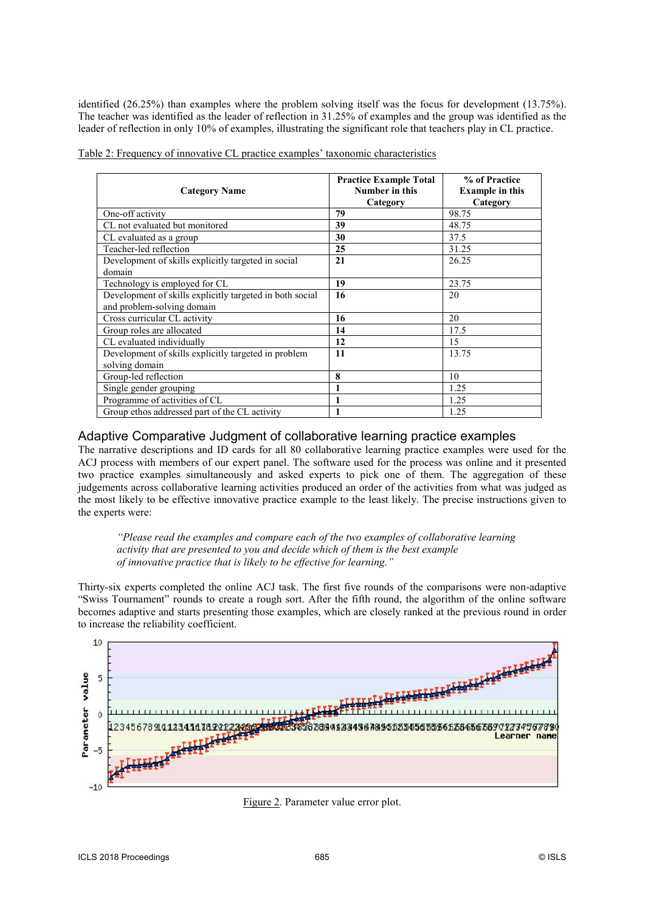identified (26.25%) than examples where the problem solving itself was the focus for development (13.75%). The teacher was identified as the leader of reflection in 31.25% of examples and the group was identified as the leader of reflection in only 10% of examples, illustrating the significant role that teachers play in CL practice.

Table 2: Frequency of innovative CL practice examples' taxonomic characteristics

| Category Name | Practice Example Total Number in this Category | % of Practice Example in this Category |
|---|---|---|
| One-off activity | **79** | 98.75 |
| CL not evaluated but monitored | **39** | 48.75 |
| CL evaluated as a group | **30** | 37.5 |
| Teacher-led reflection | **25** | 31.25 |
| Development of skills explicitly targeted in social domain | **21** | 26.25 |
| Technology is employed for CL | **19** | 23.75 |
| Development of skills explicitly targeted in both social and problem-solving domain | **16** | 20 |
| Cross curricular CL activity | **16** | 20 |
| Group roles are allocated | **14** | 17.5 |
| CL evaluated individually | **12** | 15 |
| Development of skills explicitly targeted in problem solving domain | **11** | 13.75 |
| Group-led reflection | **8** | 10 |
| Single gender grouping | **1** | 1.25 |
| Programme of activities of CL | **1** | 1.25 |
| Group ethos addressed part of the CL activity | **1** | 1.25 |

## Adaptive Comparative Judgment of collaborative learning practice examples

The narrative descriptions and ID cards for all 80 collaborative learning practice examples were used for the ACJ process with members of our expert panel. The software used for the process was online and it presented two practice examples simultaneously and asked experts to pick one of them. The aggregation of these judgements across collaborative learning activities produced an order of the activities from what was judged as the most likely to be effective innovative practice example to the least likely. The precise instructions given to the experts were:

> *"Please read the examples and compare each of the two examples of collaborative learning activity that are presented to you and decide which of them is the best example of innovative practice that is likely to be effective for learning."*

Thirty-six experts completed the online ACJ task. The first five rounds of the comparisons were non-adaptive "Swiss Tournament" rounds to create a rough sort. After the fifth round, the algorithm of the online software becomes adaptive and starts presenting those examples, which are closely ranked at the previous round in order to increase the reliability coefficient.

Figure 2. Parameter value error plot.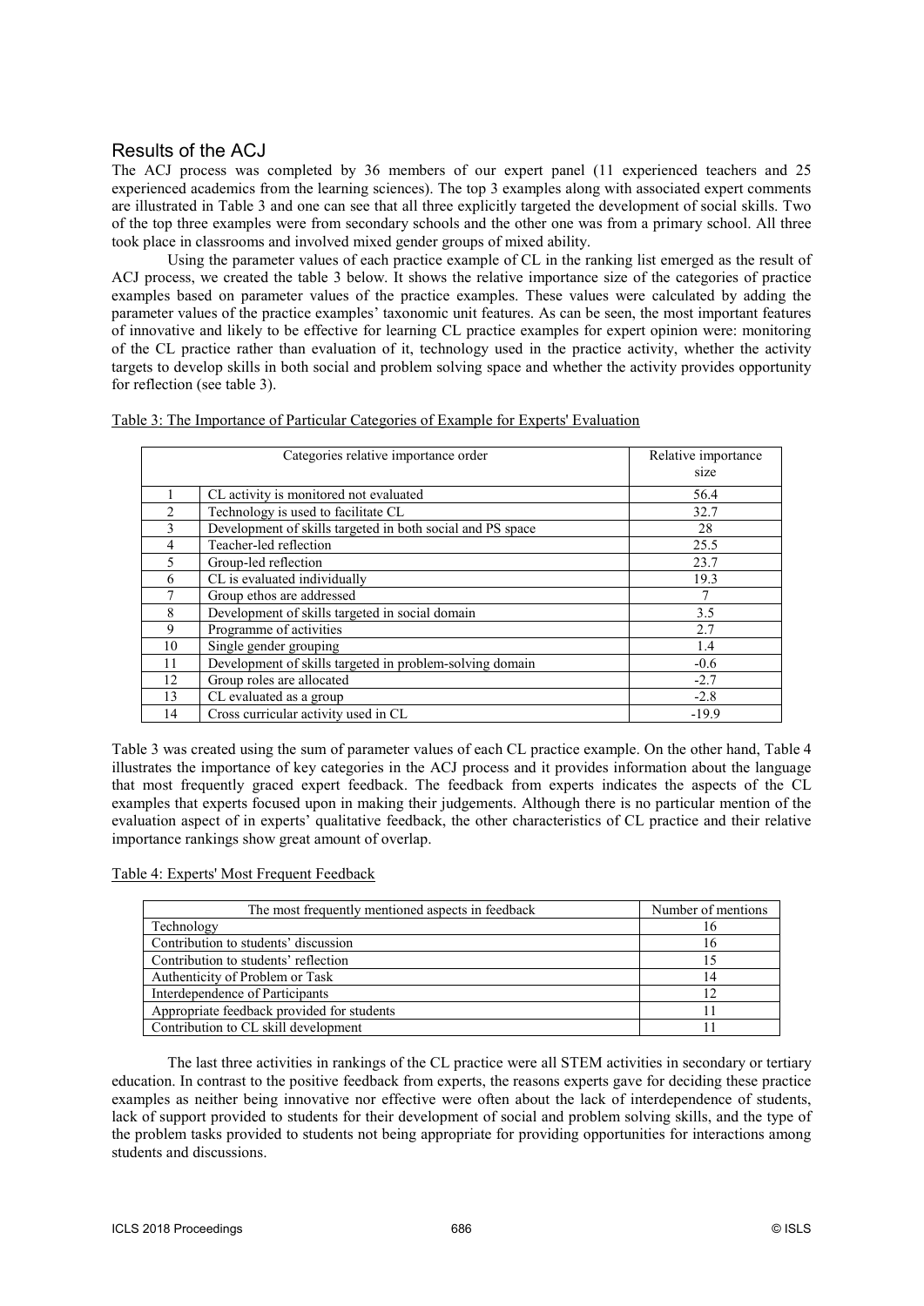## Results of the ACJ

The ACJ process was completed by 36 members of our expert panel (11 experienced teachers and 25 experienced academics from the learning sciences). The top 3 examples along with associated expert comments are illustrated in Table 3 and one can see that all three explicitly targeted the development of social skills. Two of the top three examples were from secondary schools and the other one was from a primary school. All three took place in classrooms and involved mixed gender groups of mixed ability.

Using the parameter values of each practice example of CL in the ranking list emerged as the result of ACJ process, we created the table 3 below. It shows the relative importance size of the categories of practice examples based on parameter values of the practice examples. These values were calculated by adding the parameter values of the practice examples' taxonomic unit features. As can be seen, the most important features of innovative and likely to be effective for learning CL practice examples for expert opinion were: monitoring of the CL practice rather than evaluation of it, technology used in the practice activity, whether the activity targets to develop skills in both social and problem solving space and whether the activity provides opportunity for reflection (see table 3).

Table 3: The Importance of Particular Categories of Example for Experts' Evaluation

| Categories relative importance order | | Relative importance size |
|---|---|---|
| 1 | CL activity is monitored not evaluated | 56.4 |
| 2 | Technology is used to facilitate CL | 32.7 |
| 3 | Development of skills targeted in both social and PS space | 28 |
| 4 | Teacher-led reflection | 25.5 |
| 5 | Group-led reflection | 23.7 |
| 6 | CL is evaluated individually | 19.3 |
| 7 | Group ethos are addressed | 7 |
| 8 | Development of skills targeted in social domain | 3.5 |
| 9 | Programme of activities | 2.7 |
| 10 | Single gender grouping | 1.4 |
| 11 | Development of skills targeted in problem-solving domain | -0.6 |
| 12 | Group roles are allocated | -2.7 |
| 13 | CL evaluated as a group | -2.8 |
| 14 | Cross curricular activity used in CL | -19.9 |

Table 3 was created using the sum of parameter values of each CL practice example. On the other hand, Table 4 illustrates the importance of key categories in the ACJ process and it provides information about the language that most frequently graced expert feedback. The feedback from experts indicates the aspects of the CL examples that experts focused upon in making their judgements. Although there is no particular mention of the evaluation aspect of in experts' qualitative feedback, the other characteristics of CL practice and their relative importance rankings show great amount of overlap.

Table 4: Experts' Most Frequent Feedback

| The most frequently mentioned aspects in feedback | Number of mentions |
|---|---|
| Technology | 16 |
| Contribution to students' discussion | 16 |
| Contribution to students' reflection | 15 |
| Authenticity of Problem or Task | 14 |
| Interdependence of Participants | 12 |
| Appropriate feedback provided for students | 11 |
| Contribution to CL skill development | 11 |

The last three activities in rankings of the CL practice were all STEM activities in secondary or tertiary education. In contrast to the positive feedback from experts, the reasons experts gave for deciding these practice examples as neither being innovative nor effective were often about the lack of interdependence of students, lack of support provided to students for their development of social and problem solving skills, and the type of the problem tasks provided to students not being appropriate for providing opportunities for interactions among students and discussions.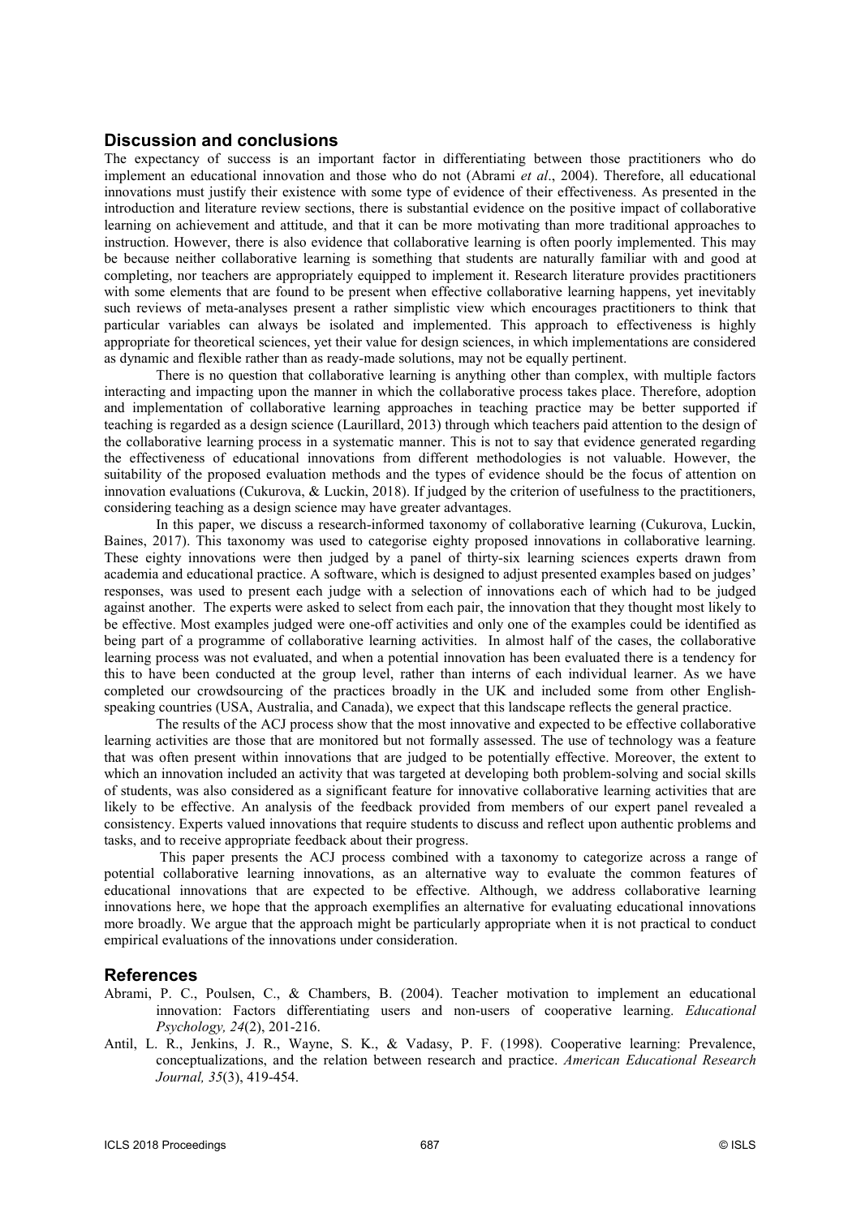## Discussion and conclusions

The expectancy of success is an important factor in differentiating between those practitioners who do implement an educational innovation and those who do not (Abrami *et al*., 2004). Therefore, all educational innovations must justify their existence with some type of evidence of their effectiveness. As presented in the introduction and literature review sections, there is substantial evidence on the positive impact of collaborative learning on achievement and attitude, and that it can be more motivating than more traditional approaches to instruction. However, there is also evidence that collaborative learning is often poorly implemented. This may be because neither collaborative learning is something that students are naturally familiar with and good at completing, nor teachers are appropriately equipped to implement it. Research literature provides practitioners with some elements that are found to be present when effective collaborative learning happens, yet inevitably such reviews of meta-analyses present a rather simplistic view which encourages practitioners to think that particular variables can always be isolated and implemented. This approach to effectiveness is highly appropriate for theoretical sciences, yet their value for design sciences, in which implementations are considered as dynamic and flexible rather than as ready-made solutions, may not be equally pertinent.

There is no question that collaborative learning is anything other than complex, with multiple factors interacting and impacting upon the manner in which the collaborative process takes place. Therefore, adoption and implementation of collaborative learning approaches in teaching practice may be better supported if teaching is regarded as a design science (Laurillard, 2013) through which teachers paid attention to the design of the collaborative learning process in a systematic manner. This is not to say that evidence generated regarding the effectiveness of educational innovations from different methodologies is not valuable. However, the suitability of the proposed evaluation methods and the types of evidence should be the focus of attention on innovation evaluations (Cukurova, & Luckin, 2018). If judged by the criterion of usefulness to the practitioners, considering teaching as a design science may have greater advantages.

In this paper, we discuss a research-informed taxonomy of collaborative learning (Cukurova, Luckin, Baines, 2017). This taxonomy was used to categorise eighty proposed innovations in collaborative learning. These eighty innovations were then judged by a panel of thirty-six learning sciences experts drawn from academia and educational practice. A software, which is designed to adjust presented examples based on judges' responses, was used to present each judge with a selection of innovations each of which had to be judged against another. The experts were asked to select from each pair, the innovation that they thought most likely to be effective. Most examples judged were one-off activities and only one of the examples could be identified as being part of a programme of collaborative learning activities. In almost half of the cases, the collaborative learning process was not evaluated, and when a potential innovation has been evaluated there is a tendency for this to have been conducted at the group level, rather than interns of each individual learner. As we have completed our crowdsourcing of the practices broadly in the UK and included some from other English-speaking countries (USA, Australia, and Canada), we expect that this landscape reflects the general practice.

The results of the ACJ process show that the most innovative and expected to be effective collaborative learning activities are those that are monitored but not formally assessed. The use of technology was a feature that was often present within innovations that are judged to be potentially effective. Moreover, the extent to which an innovation included an activity that was targeted at developing both problem-solving and social skills of students, was also considered as a significant feature for innovative collaborative learning activities that are likely to be effective. An analysis of the feedback provided from members of our expert panel revealed a consistency. Experts valued innovations that require students to discuss and reflect upon authentic problems and tasks, and to receive appropriate feedback about their progress.

This paper presents the ACJ process combined with a taxonomy to categorize across a range of potential collaborative learning innovations, as an alternative way to evaluate the common features of educational innovations that are expected to be effective. Although, we address collaborative learning innovations here, we hope that the approach exemplifies an alternative for evaluating educational innovations more broadly. We argue that the approach might be particularly appropriate when it is not practical to conduct empirical evaluations of the innovations under consideration.

## References

Abrami, P. C., Poulsen, C., & Chambers, B. (2004). Teacher motivation to implement an educational innovation: Factors differentiating users and non-users of cooperative learning. *Educational Psychology, 24*(2), 201-216.

Antil, L. R., Jenkins, J. R., Wayne, S. K., & Vadasy, P. F. (1998). Cooperative learning: Prevalence, conceptualizations, and the relation between research and practice. *American Educational Research Journal, 35*(3), 419-454.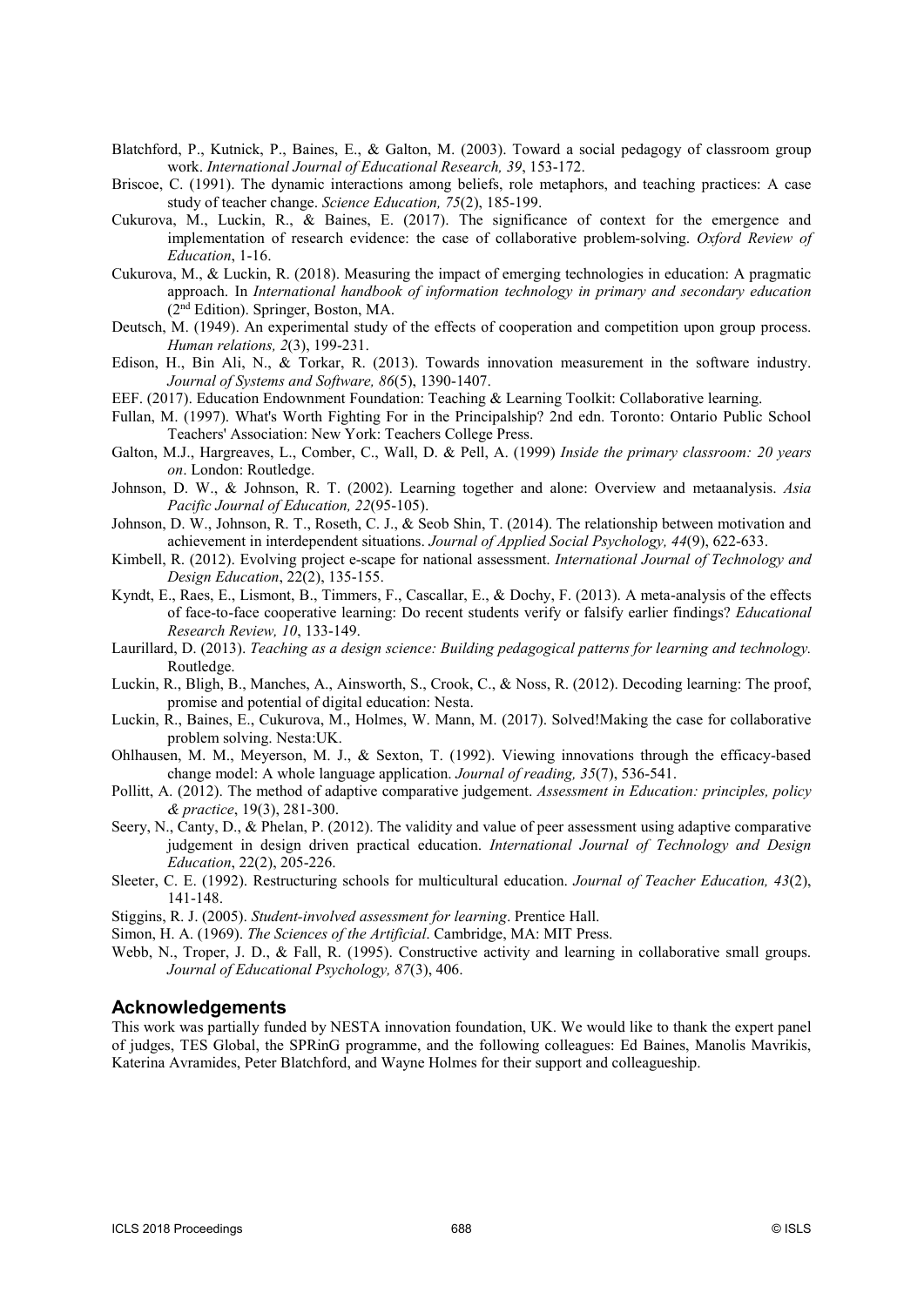Blatchford, P., Kutnick, P., Baines, E., & Galton, M. (2003). Toward a social pedagogy of classroom group work. *International Journal of Educational Research, 39*, 153-172.

Briscoe, C. (1991). The dynamic interactions among beliefs, role metaphors, and teaching practices: A case study of teacher change. *Science Education, 75*(2), 185-199.

Cukurova, M., Luckin, R., & Baines, E. (2017). The significance of context for the emergence and implementation of research evidence: the case of collaborative problem-solving. *Oxford Review of Education*, 1-16.

Cukurova, M., & Luckin, R. (2018). Measuring the impact of emerging technologies in education: A pragmatic approach. In *International handbook of information technology in primary and secondary education* (2nd Edition). Springer, Boston, MA.

Deutsch, M. (1949). An experimental study of the effects of cooperation and competition upon group process. *Human relations, 2*(3), 199-231.

Edison, H., Bin Ali, N., & Torkar, R. (2013). Towards innovation measurement in the software industry. *Journal of Systems and Software, 86*(5), 1390-1407.

EEF. (2017). Education Endowment Foundation: Teaching & Learning Toolkit: Collaborative learning.

Fullan, M. (1997). What's Worth Fighting For in the Principalship? 2nd edn. Toronto: Ontario Public School Teachers' Association: New York: Teachers College Press.

Galton, M.J., Hargreaves, L., Comber, C., Wall, D. & Pell, A. (1999) *Inside the primary classroom: 20 years on*. London: Routledge.

Johnson, D. W., & Johnson, R. T. (2002). Learning together and alone: Overview and metaanalysis. *Asia Pacific Journal of Education, 22*(95-105).

Johnson, D. W., Johnson, R. T., Roseth, C. J., & Seob Shin, T. (2014). The relationship between motivation and achievement in interdependent situations. *Journal of Applied Social Psychology, 44*(9), 622-633.

Kimbell, R. (2012). Evolving project e-scape for national assessment. *International Journal of Technology and Design Education*, 22(2), 135-155.

Kyndt, E., Raes, E., Lismont, B., Timmers, F., Cascallar, E., & Dochy, F. (2013). A meta-analysis of the effects of face-to-face cooperative learning: Do recent students verify or falsify earlier findings? *Educational Research Review, 10*, 133-149.

Laurillard, D. (2013). *Teaching as a design science: Building pedagogical patterns for learning and technology.* Routledge.

Luckin, R., Bligh, B., Manches, A., Ainsworth, S., Crook, C., & Noss, R. (2012). Decoding learning: The proof, promise and potential of digital education: Nesta.

Luckin, R., Baines, E., Cukurova, M., Holmes, W. Mann, M. (2017). Solved!Making the case for collaborative problem solving. Nesta:UK.

Ohlhausen, M. M., Meyerson, M. J., & Sexton, T. (1992). Viewing innovations through the efficacy-based change model: A whole language application. *Journal of reading, 35*(7), 536-541.

Pollitt, A. (2012). The method of adaptive comparative judgement. *Assessment in Education: principles, policy & practice*, 19(3), 281-300.

Seery, N., Canty, D., & Phelan, P. (2012). The validity and value of peer assessment using adaptive comparative judgement in design driven practical education. *International Journal of Technology and Design Education*, 22(2), 205-226.

Sleeter, C. E. (1992). Restructuring schools for multicultural education. *Journal of Teacher Education, 43*(2), 141-148.

Stiggins, R. J. (2005). *Student-involved assessment for learning*. Prentice Hall.

Simon, H. A. (1969). *The Sciences of the Artificial*. Cambridge, MA: MIT Press.

Webb, N., Troper, J. D., & Fall, R. (1995). Constructive activity and learning in collaborative small groups. *Journal of Educational Psychology, 87*(3), 406.

## Acknowledgements

This work was partially funded by NESTA innovation foundation, UK. We would like to thank the expert panel of judges, TES Global, the SPRinG programme, and the following colleagues: Ed Baines, Manolis Mavrikis, Katerina Avramides, Peter Blatchford, and Wayne Holmes for their support and colleagueship.